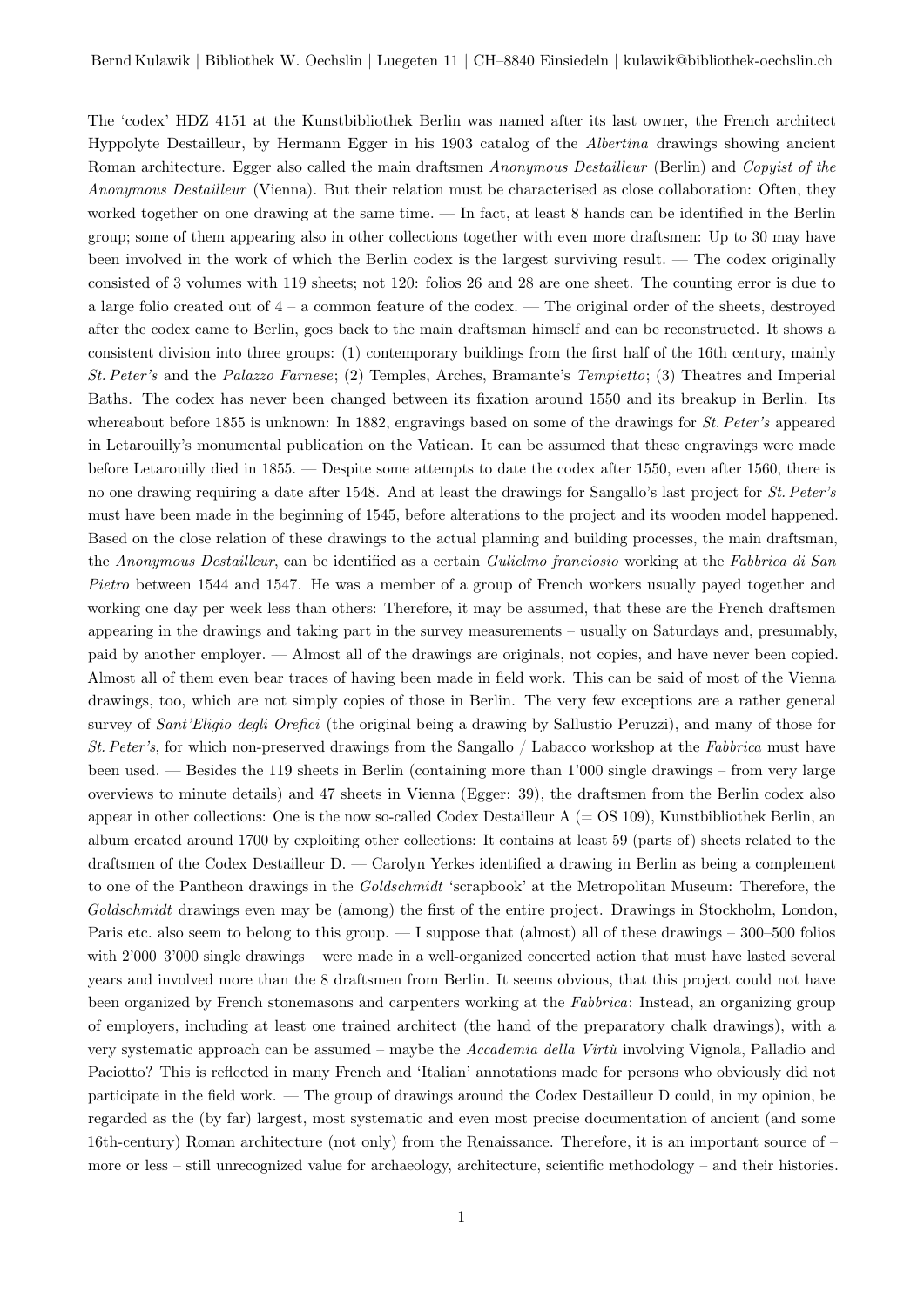The 'codex' HDZ 4151 at the Kunstbibliothek Berlin was named after its last owner, the French architect Hyppolyte Destailleur, by Hermann Egger in his 1903 catalog of the *Albertina* drawings showing ancient Roman architecture. Egger also called the main draftsmen *Anonymous Destailleur* (Berlin) and *Copyist of the Anonymous Destailleur* (Vienna). But their relation must be characterised as close collaboration: Often, they worked together on one drawing at the same time. — In fact, at least 8 hands can be identified in the Berlin group; some of them appearing also in other collections together with even more draftsmen: Up to 30 may have been involved in the work of which the Berlin codex is the largest surviving result. — The codex originally consisted of 3 volumes with 119 sheets; not 120: folios 26 and 28 are one sheet. The counting error is due to a large folio created out of 4 – a common feature of the codex. — The original order of the sheets, destroyed after the codex came to Berlin, goes back to the main draftsman himself and can be reconstructed. It shows a consistent division into three groups: (1) contemporary buildings from the first half of the 16th century, mainly *St. Peter's* and the *Palazzo Farnese*; (2) Temples, Arches, Bramante's *Tempietto*; (3) Theatres and Imperial Baths. The codex has never been changed between its fixation around 1550 and its breakup in Berlin. Its whereabout before 1855 is unknown: In 1882, engravings based on some of the drawings for *St. Peter's* appeared in Letarouilly's monumental publication on the Vatican. It can be assumed that these engravings were made before Letarouilly died in 1855. — Despite some attempts to date the codex after 1550, even after 1560, there is no one drawing requiring a date after 1548. And at least the drawings for Sangallo's last project for *St. Peter's* must have been made in the beginning of 1545, before alterations to the project and its wooden model happened. Based on the close relation of these drawings to the actual planning and building processes, the main draftsman, the *Anonymous Destailleur*, can be identified as a certain *Gulielmo franciosio* working at the *Fabbrica di San Pietro* between 1544 and 1547. He was a member of a group of French workers usually payed together and working one day per week less than others: Therefore, it may be assumed, that these are the French draftsmen appearing in the drawings and taking part in the survey measurements – usually on Saturdays and, presumably, paid by another employer. — Almost all of the drawings are originals, not copies, and have never been copied. Almost all of them even bear traces of having been made in field work. This can be said of most of the Vienna drawings, too, which are not simply copies of those in Berlin. The very few exceptions are a rather general survey of *Sant'Eligio degli Orefici* (the original being a drawing by Sallustio Peruzzi), and many of those for *St. Peter's*, for which non-preserved drawings from the Sangallo / Labacco workshop at the *Fabbrica* must have been used. — Besides the 119 sheets in Berlin (containing more than 1'000 single drawings – from very large overviews to minute details) and 47 sheets in Vienna (Egger: 39), the draftsmen from the Berlin codex also appear in other collections: One is the now so-called Codex Destailleur A (= OS 109), Kunstbibliothek Berlin, an album created around 1700 by exploiting other collections: It contains at least 59 (parts of) sheets related to the draftsmen of the Codex Destailleur D. — Carolyn Yerkes identified a drawing in Berlin as being a complement to one of the Pantheon drawings in the *Goldschmidt* 'scrapbook' at the Metropolitan Museum: Therefore, the *Goldschmidt* drawings even may be (among) the first of the entire project. Drawings in Stockholm, London, Paris etc. also seem to belong to this group. — I suppose that (almost) all of these drawings – 300–500 folios with 2'000–3'000 single drawings – were made in a well-organized concerted action that must have lasted several years and involved more than the 8 draftsmen from Berlin. It seems obvious, that this project could not have been organized by French stonemasons and carpenters working at the *Fabbrica*: Instead, an organizing group of employers, including at least one trained architect (the hand of the preparatory chalk drawings), with a very systematic approach can be assumed – maybe the *Accademia della Virtù* involving Vignola, Palladio and Paciotto? This is reflected in many French and 'Italian' annotations made for persons who obviously did not participate in the field work. — The group of drawings around the Codex Destailleur D could, in my opinion, be regarded as the (by far) largest, most systematic and even most precise documentation of ancient (and some 16th-century) Roman architecture (not only) from the Renaissance. Therefore, it is an important source of – more or less – still unrecognized value for archaeology, architecture, scientific methodology – and their histories.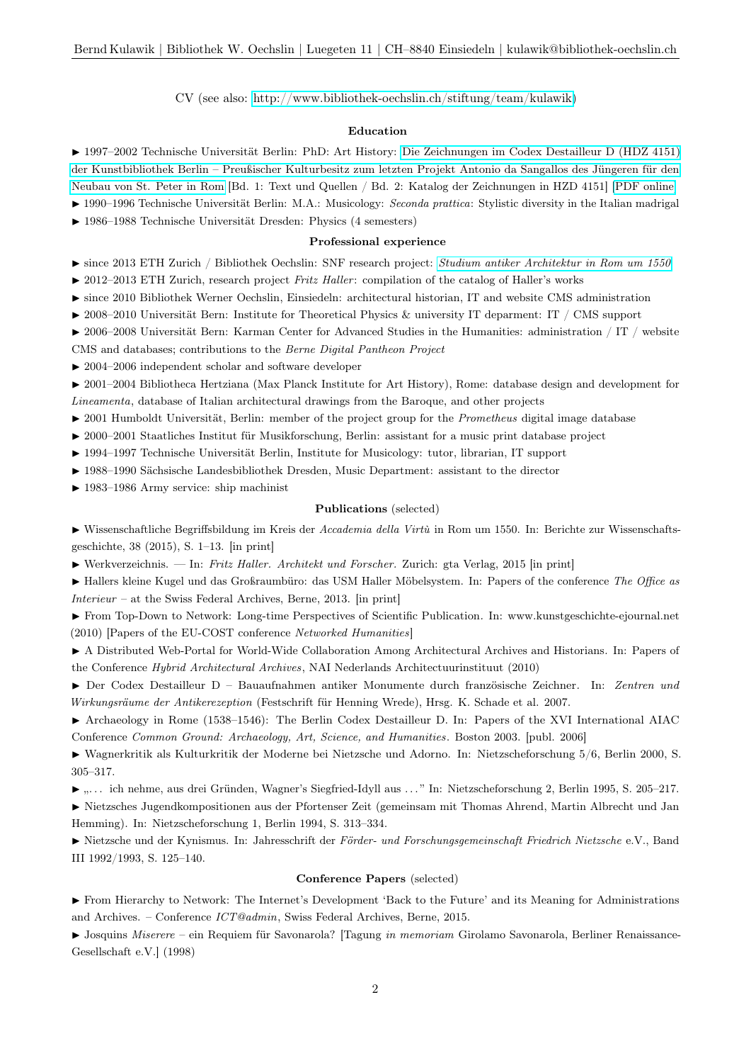CV (see also: http://www.bibliothek-oechslin.ch/stiftung/team/kulawik)

## Education

▶ 1997–2002 Technische Universität Berlin: PhD: Art History: Die Zeichnungen im Codex Destailleur D (HDZ 4151) der Kunstbibliothek Berlin – Preußischer Kulturbesitz zum letzten Projekt Antonio da Sangallos des Jüngeren für den Neubau von St. Peter in Rom [Bd. 1: Text und Quellen / Bd. 2: Katalog der Zeichnungen in HZD 4151] [PDF online]

▶ 1990–1996 Technische Universität Berlin: M.A.: Musicology: *Seconda prattica*: Stylistic diversity in the Italian madrigal

▶ 1986–1988 Technische Universität Dresden: Physics (4 semesters)

## Professional experience

▶ since 2013 ETH Zurich / Bibliothek Oechslin: SNF research project: *Studium antiker Architektur in Rom um 1550*

▶ 2012–2013 ETH Zurich, research project *Fritz Haller*: compilation of the catalog of Haller's works

▶ since 2010 Bibliothek Werner Oechslin, Einsiedeln: architectural historian, IT and website CMS administration

▶ 2008–2010 Universität Bern: Institute for Theoretical Physics & university IT deparment: IT / CMS support

▶ 2006–2008 Universität Bern: Karman Center for Advanced Studies in the Humanities: administration / IT / website CMS and databases; contributions to the *Berne Digital Pantheon Project*

▶ 2004–2006 independent scholar and software developer

▶ 2001–2004 Bibliotheca Hertziana (Max Planck Institute for Art History), Rome: database design and development for *Lineamenta*, database of Italian architectural drawings from the Baroque, and other projects

▶ 2001 Humboldt Universität, Berlin: member of the project group for the *Prometheus* digital image database

▶ 2000–2001 Staatliches Institut für Musikforschung, Berlin: assistant for a music print database project

▶ 1994–1997 Technische Universität Berlin, Institute for Musicology: tutor, librarian, IT support

▶ 1988–1990 Sächsische Landesbibliothek Dresden, Music Department: assistant to the director

▶ 1983–1986 Army service: ship machinist

## Publications (selected)

▶ Wissenschaftliche Begriffsbildung im Kreis der *Accademia della Virtù* in Rom um 1550. In: Berichte zur Wissenschaftsgeschichte, 38 (2015), S. 1–13. [in print]

▶ Werkverzeichnis. — In: *Fritz Haller. Architekt und Forscher.* Zurich: gta Verlag, 2015 [in print]

▶ Hallers kleine Kugel und das Großraumbüro: das USM Haller Möbelsystem. In: Papers of the conference *The Office as Interieur* – at the Swiss Federal Archives, Berne, 2013. [in print]

▶ From Top-Down to Network: Long-time Perspectives of Scientific Publication. In: www.kunstgeschichte-ejournal.net (2010) [Papers of the EU-COST conference *Networked Humanities*]

▶ A Distributed Web-Portal for World-Wide Collaboration Among Architectural Archives and Historians. In: Papers of the Conference *Hybrid Architectural Archives*, NAI Nederlands Architectuurinstituut (2010)

▶ Der Codex Destailleur D – Bauaufnahmen antiker Monumente durch französische Zeichner. In: *Zentren und Wirkungsräume der Antikerezeption* (Festschrift für Henning Wrede), Hrsg. K. Schade et al. 2007.

▶ Archaeology in Rome (1538–1546): The Berlin Codex Destailleur D. In: Papers of the XVI International AIAC Conference *Common Ground: Archaeology, Art, Science, and Humanities*. Boston 2003. [publ. 2006]

▶ Wagnerkritik als Kulturkritik der Moderne bei Nietzsche und Adorno. In: Nietzscheforschung 5/6, Berlin 2000, S. 305–317.

▶ „... ich nehme, aus drei Gründen, Wagner's Siegfried-Idyll aus ..." In: Nietzscheforschung 2, Berlin 1995, S. 205–217.

▶ Nietzsches Jugendkompositionen aus der Pfortenser Zeit (gemeinsam mit Thomas Ahrend, Martin Albrecht und Jan Hemming). In: Nietzscheforschung 1, Berlin 1994, S. 313–334.

▶ Nietzsche und der Kynismus. In: Jahresschrift der *Förder- und Forschungsgemeinschaft Friedrich Nietzsche* e.V., Band III 1992/1993, S. 125–140.

## Conference Papers (selected)

▶ From Hierarchy to Network: The Internet's Development 'Back to the Future' and its Meaning for Administrations and Archives. – Conference *ICT@admin*, Swiss Federal Archives, Berne, 2015.

▶ Josquins *Miserere* – ein Requiem für Savonarola? [Tagung *in memoriam* Girolamo Savonarola, Berliner Renaissance-Gesellschaft e.V.] (1998)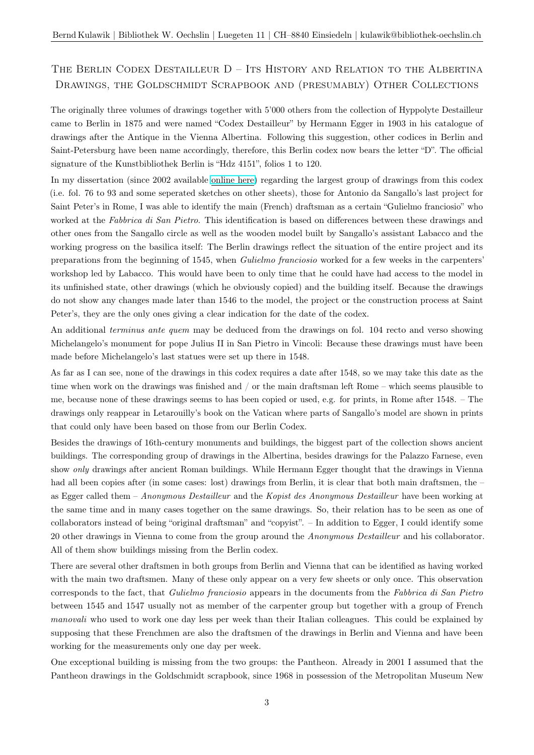# The Berlin Codex Destailleur D – Its History and Relation to the Albertina Drawings, the Goldschmidt Scrapbook and (presumably) Other Collections

The originally three volumes of drawings together with 5'000 others from the collection of Hyppolyte Destailleur came to Berlin in 1875 and were named "Codex Destailleur" by Hermann Egger in 1903 in his catalogue of drawings after the Antique in the Vienna Albertina. Following this suggestion, other codices in Berlin and Saint-Petersburg have been name accordingly, therefore, this Berlin codex now bears the letter "D". The official signature of the Kunstbibliothek Berlin is "Hdz 4151", folios 1 to 120.

In my dissertation (since 2002 available online here) regarding the largest group of drawings from this codex (i.e. fol. 76 to 93 and some seperated sketches on other sheets), those for Antonio da Sangallo's last project for Saint Peter's in Rome, I was able to identify the main (French) draftsman as a certain "Gulielmo franciosio" who worked at the *Fabbrica di San Pietro*. This identification is based on differences between these drawings and other ones from the Sangallo circle as well as the wooden model built by Sangallo's assistant Labacco and the working progress on the basilica itself: The Berlin drawings reflect the situation of the entire project and its preparations from the beginning of 1545, when *Gulielmo franciosio* worked for a few weeks in the carpenters' workshop led by Labacco. This would have been to only time that he could have had access to the model in its unfinished state, other drawings (which he obviously copied) and the building itself. Because the drawings do not show any changes made later than 1546 to the model, the project or the construction process at Saint Peter's, they are the only ones giving a clear indication for the date of the codex.

An additional *terminus ante quem* may be deduced from the drawings on fol. 104 recto and verso showing Michelangelo's monument for pope Julius II in San Pietro in Vincoli: Because these drawings must have been made before Michelangelo's last statues were set up there in 1548.

As far as I can see, none of the drawings in this codex requires a date after 1548, so we may take this date as the time when work on the drawings was finished and / or the main draftsman left Rome – which seems plausible to me, because none of these drawings seems to has been copied or used, e.g. for prints, in Rome after 1548. – The drawings only reappear in Letarouilly's book on the Vatican where parts of Sangallo's model are shown in prints that could only have been based on those from our Berlin Codex.

Besides the drawings of 16th-century monuments and buildings, the biggest part of the collection shows ancient buildings. The corresponding group of drawings in the Albertina, besides drawings for the Palazzo Farnese, even show *only* drawings after ancient Roman buildings. While Hermann Egger thought that the drawings in Vienna had all been copies after (in some cases: lost) drawings from Berlin, it is clear that both main draftsmen, the – as Egger called them – *Anonymous Destailleur* and the *Kopist des Anonymous Destailleur* have been working at the same time and in many cases together on the same drawings. So, their relation has to be seen as one of collaborators instead of being "original draftsman" and "copyist". – In addition to Egger, I could identify some 20 other drawings in Vienna to come from the group around the *Anonymous Destailleur* and his collaborator. All of them show buildings missing from the Berlin codex.

There are several other draftsmen in both groups from Berlin and Vienna that can be identified as having worked with the main two draftsmen. Many of these only appear on a very few sheets or only once. This observation corresponds to the fact, that *Gulielmo franciosio* appears in the documents from the *Fabbrica di San Pietro* between 1545 and 1547 usually not as member of the carpenter group but together with a group of French *manovali* who used to work one day less per week than their Italian colleagues. This could be explained by supposing that these Frenchmen are also the draftsmen of the drawings in Berlin and Vienna and have been working for the measurements only one day per week.

One exceptional building is missing from the two groups: the Pantheon. Already in 2001 I assumed that the Pantheon drawings in the Goldschmidt scrapbook, since 1968 in possession of the Metropolitan Museum New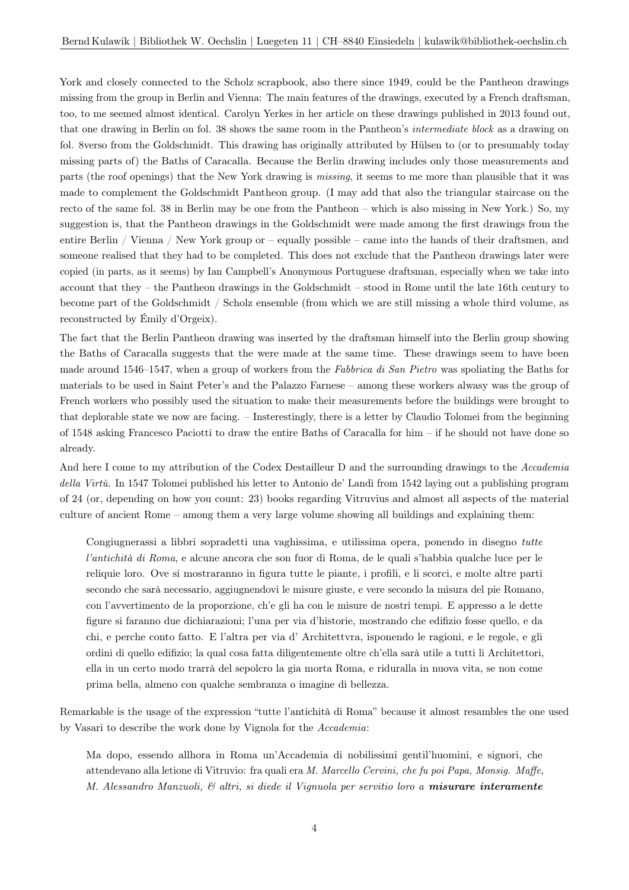York and closely connected to the Scholz scrapbook, also there since 1949, could be the Pantheon drawings missing from the group in Berlin and Vienna: The main features of the drawings, executed by a French draftsman, too, to me seemed almost identical. Carolyn Yerkes in her article on these drawings published in 2013 found out, that one drawing in Berlin on fol. 38 shows the same room in the Pantheon's *intermediate block* as a drawing on fol. 8verso from the Goldschmidt. This drawing has originally attributed by Hülsen to (or to presumably today missing parts of) the Baths of Caracalla. Because the Berlin drawing includes only those measurements and parts (the roof openings) that the New York drawing is *missing*, it seems to me more than plausible that it was made to complement the Goldschmidt Pantheon group. (I may add that also the triangular staircase on the recto of the same fol. 38 in Berlin may be one from the Pantheon – which is also missing in New York.) So, my suggestion is, that the Pantheon drawings in the Goldschmidt were made among the first drawings from the entire Berlin / Vienna / New York group or – equally possible – came into the hands of their draftsmen, and someone realised that they had to be completed. This does not exclude that the Pantheon drawings later were copied (in parts, as it seems) by Ian Campbell's Anonymous Portuguese draftsman, especially when we take into account that they – the Pantheon drawings in the Goldschmidt – stood in Rome until the late 16th century to become part of the Goldschmidt / Scholz ensemble (from which we are still missing a whole third volume, as reconstructed by Émily d'Orgeix).

The fact that the Berlin Pantheon drawing was inserted by the draftsman himself into the Berlin group showing the Baths of Caracalla suggests that the were made at the same time. These drawings seem to have been made around 1546–1547, when a group of workers from the *Fabbrica di San Pietro* was spoliating the Baths for materials to be used in Saint Peter's and the Palazzo Farnese – among these workers alwasy was the group of French workers who possibly used the situation to make their measurements before the buildings were brought to that deplorable state we now are facing. – Insterestingly, there is a letter by Claudio Tolomei from the beginning of 1548 asking Francesco Paciotti to draw the entire Baths of Caracalla for him – if he should not have done so already.

And here I come to my attribution of the Codex Destailleur D and the surrounding drawings to the *Accademia della Virtù*. In 1547 Tolomei published his letter to Antonio de' Landi from 1542 laying out a publishing program of 24 (or, depending on how you count: 23) books regarding Vitruvius and almost all aspects of the material culture of ancient Rome – among them a very large volume showing all buildings and explaining them:

> Congiugnerassi a libbri sopradetti una vaghissima, e utilissima opera, ponendo in disegno *tutte l'antichità di Roma*, e alcune ancora che son fuor di Roma, de le quali s'habbia qualche luce per le reliquie loro. Ove si mostraranno in figura tutte le piante, i profili, e li scorci, e molte altre parti secondo che sarà necessario, aggiugnendovi le misure giuste, e vere secondo la misura del pie Romano, con l'avvertimento de la proporzione, ch'e gli ha con le misure de nostri tempi. E appresso a le dette figure si faranno due dichiarazioni; l'una per via d'historie, mostrando che edifizio fosse quello, e da chi, e perche conto fatto. E l'altra per via d' Architettvra, isponendo le ragioni, e le regole, e gli ordini di quello edifizio; la qual cosa fatta diligentemente oltre ch'ella sarà utile a tutti li Architettori, ella in un certo modo trarrà del sepolcro la gia morta Roma, e riduralla in nuova vita, se non come prima bella, almeno con qualche sembranza o imagine di bellezza.

Remarkable is the usage of the expression "tutte l'antichità di Roma" because it almost resambles the one used by Vasari to describe the work done by Vignola for the *Accademia*:

> Ma dopo, essendo allhora in Roma un'Accademia di nobilissimi gentil'huomini, e signori, che attendevano alla letione di Vitruvio: fra quali era *M. Marcello Cervini, che fu poi Papa, Monsig. Maffe, M. Alessandro Manzuoli, & altri, si diede il Vignuola per servitio loro a* ***misurare interamente***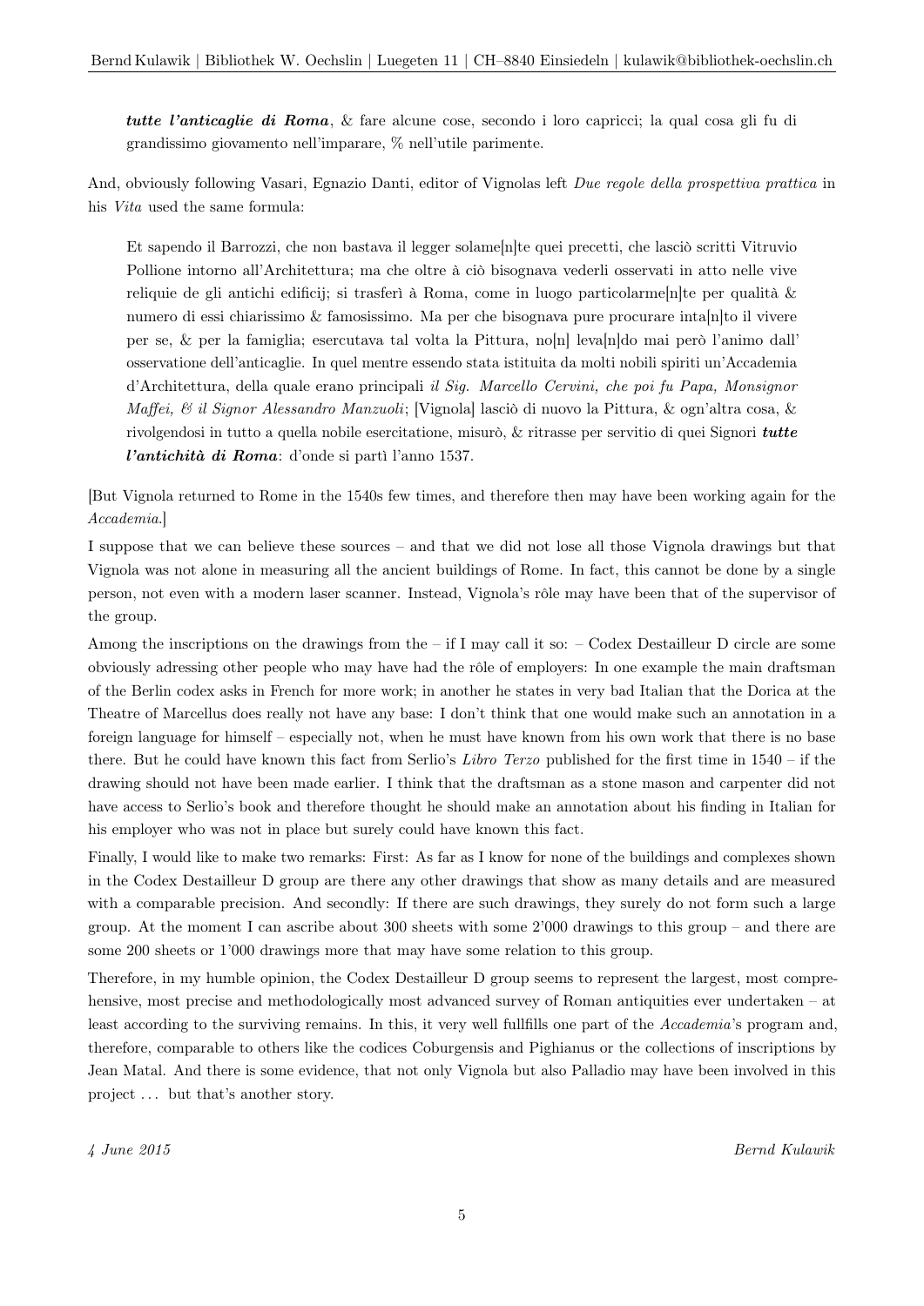***tutte l'anticaglie di Roma***, & fare alcune cose, secondo i loro capricci; la qual cosa gli fu di grandissimo giovamento nell'imparare, % nell'utile parimente.

And, obviously following Vasari, Egnazio Danti, editor of Vignolas left *Due regole della prospettiva prattica* in his *Vita* used the same formula:

> Et sapendo il Barrozzi, che non bastava il legger solame[n]te quei precetti, che lasciò scritti Vitruvio Pollione intorno all'Architettura; ma che oltre à ciò bisognava vederli osservati in atto nelle vive reliquie de gli antichi edificij; si trasferì à Roma, come in luogo particolarme[n]te per qualità & numero di essi chiarissimo & famosissimo. Ma per che bisognava pure procurare inta[n]to il vivere per se, & per la famiglia; esercutava tal volta la Pittura, no[n] leva[n]do mai però l'animo dall' osservatione dell'anticaglie. In quel mentre essendo stata istituita da molti nobili spiriti un'Accademia d'Architettura, della quale erano principali *il Sig. Marcello Cervini, che poi fu Papa, Monsignor Maffei, & il Signor Alessandro Manzuoli*; [Vignola] lasciò di nuovo la Pittura, & ogn'altra cosa, & rivolgendosi in tutto a quella nobile esercitatione, misurò, & ritrasse per servitio di quei Signori ***tutte l'antichità di Roma***: d'onde si partì l'anno 1537.

[But Vignola returned to Rome in the 1540s few times, and therefore then may have been working again for the *Accademia*.]

I suppose that we can believe these sources – and that we did not lose all those Vignola drawings but that Vignola was not alone in measuring all the ancient buildings of Rome. In fact, this cannot be done by a single person, not even with a modern laser scanner. Instead, Vignola's rôle may have been that of the supervisor of the group.

Among the inscriptions on the drawings from the – if I may call it so: – Codex Destailleur D circle are some obviously adressing other people who may have had the rôle of employers: In one example the main draftsman of the Berlin codex asks in French for more work; in another he states in very bad Italian that the Dorica at the Theatre of Marcellus does really not have any base: I don't think that one would make such an annotation in a foreign language for himself – especially not, when he must have known from his own work that there is no base there. But he could have known this fact from Serlio's *Libro Terzo* published for the first time in 1540 – if the drawing should not have been made earlier. I think that the draftsman as a stone mason and carpenter did not have access to Serlio's book and therefore thought he should make an annotation about his finding in Italian for his employer who was not in place but surely could have known this fact.

Finally, I would like to make two remarks: First: As far as I know for none of the buildings and complexes shown in the Codex Destailleur D group are there any other drawings that show as many details and are measured with a comparable precision. And secondly: If there are such drawings, they surely do not form such a large group. At the moment I can ascribe about 300 sheets with some 2'000 drawings to this group – and there are some 200 sheets or 1'000 drawings more that may have some relation to this group.

Therefore, in my humble opinion, the Codex Destailleur D group seems to represent the largest, most comprehensive, most precise and methodologically most advanced survey of Roman antiquities ever undertaken – at least according to the surviving remains. In this, it very well fullfills one part of the *Accademia*'s program and, therefore, comparable to others like the codices Coburgensis and Pighianus or the collections of inscriptions by Jean Matal. And there is some evidence, that not only Vignola but also Palladio may have been involved in this project ... but that's another story.

*4 June 2015* — *Bernd Kulawik*